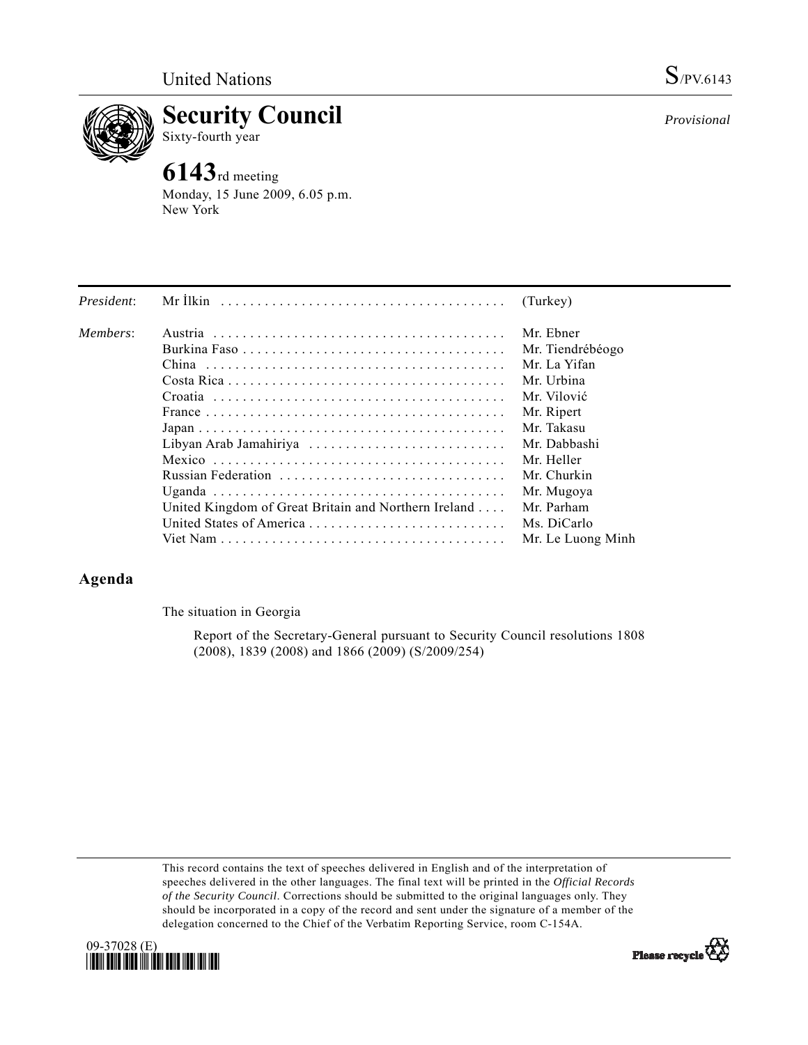United Nations S/PV.6143

# Security Council

Sixty-fourth year

*Provisional*

## 6143rd meeting

Monday, 15 June 2009, 6.05 p.m.
New York

| | | |
|---|---|---|
| *President*: | Mr İlkin | (Turkey) |
| *Members*: | Austria | Mr. Ebner |
| | Burkina Faso | Mr. Tiendrébéogo |
| | China | Mr. La Yifan |
| | Costa Rica | Mr. Urbina |
| | Croatia | Mr. Vilović |
| | France | Mr. Ripert |
| | Japan | Mr. Takasu |
| | Libyan Arab Jamahiriya | Mr. Dabbashi |
| | Mexico | Mr. Heller |
| | Russian Federation | Mr. Churkin |
| | Uganda | Mr. Mugoya |
| | United Kingdom of Great Britain and Northern Ireland | Mr. Parham |
| | United States of America | Ms. DiCarlo |
| | Viet Nam | Mr. Le Luong Minh |

## Agenda

The situation in Georgia

Report of the Secretary-General pursuant to Security Council resolutions 1808 (2008), 1839 (2008) and 1866 (2009) (S/2009/254)

This record contains the text of speeches delivered in English and of the interpretation of speeches delivered in the other languages. The final text will be printed in the *Official Records of the Security Council*. Corrections should be submitted to the original languages only. They should be incorporated in a copy of the record and sent under the signature of a member of the delegation concerned to the Chief of the Verbatim Reporting Service, room C-154A.

09-37028 (E)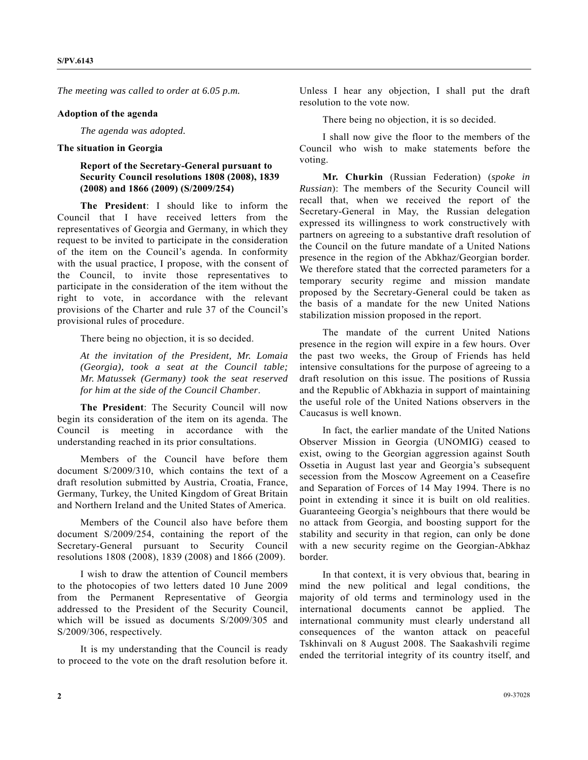*The meeting was called to order at 6.05 p.m.*

**Adoption of the agenda**

*The agenda was adopted.*

**The situation in Georgia**

**Report of the Secretary-General pursuant to Security Council resolutions 1808 (2008), 1839 (2008) and 1866 (2009) (S/2009/254)**

**The President**: I should like to inform the Council that I have received letters from the representatives of Georgia and Germany, in which they request to be invited to participate in the consideration of the item on the Council's agenda. In conformity with the usual practice, I propose, with the consent of the Council, to invite those representatives to participate in the consideration of the item without the right to vote, in accordance with the relevant provisions of the Charter and rule 37 of the Council's provisional rules of procedure.

There being no objection, it is so decided.

*At the invitation of the President, Mr. Lomaia (Georgia), took a seat at the Council table; Mr. Matussek (Germany) took the seat reserved for him at the side of the Council Chamber.*

**The President**: The Security Council will now begin its consideration of the item on its agenda. The Council is meeting in accordance with the understanding reached in its prior consultations.

Members of the Council have before them document S/2009/310, which contains the text of a draft resolution submitted by Austria, Croatia, France, Germany, Turkey, the United Kingdom of Great Britain and Northern Ireland and the United States of America.

Members of the Council also have before them document S/2009/254, containing the report of the Secretary-General pursuant to Security Council resolutions 1808 (2008), 1839 (2008) and 1866 (2009).

I wish to draw the attention of Council members to the photocopies of two letters dated 10 June 2009 from the Permanent Representative of Georgia addressed to the President of the Security Council, which will be issued as documents S/2009/305 and S/2009/306, respectively.

It is my understanding that the Council is ready to proceed to the vote on the draft resolution before it. Unless I hear any objection, I shall put the draft resolution to the vote now.

There being no objection, it is so decided.

I shall now give the floor to the members of the Council who wish to make statements before the voting.

**Mr. Churkin** (Russian Federation) (*spoke in Russian*): The members of the Security Council will recall that, when we received the report of the Secretary-General in May, the Russian delegation expressed its willingness to work constructively with partners on agreeing to a substantive draft resolution of the Council on the future mandate of a United Nations presence in the region of the Abkhaz/Georgian border. We therefore stated that the corrected parameters for a temporary security regime and mission mandate proposed by the Secretary-General could be taken as the basis of a mandate for the new United Nations stabilization mission proposed in the report.

The mandate of the current United Nations presence in the region will expire in a few hours. Over the past two weeks, the Group of Friends has held intensive consultations for the purpose of agreeing to a draft resolution on this issue. The positions of Russia and the Republic of Abkhazia in support of maintaining the useful role of the United Nations observers in the Caucasus is well known.

In fact, the earlier mandate of the United Nations Observer Mission in Georgia (UNOMIG) ceased to exist, owing to the Georgian aggression against South Ossetia in August last year and Georgia's subsequent secession from the Moscow Agreement on a Ceasefire and Separation of Forces of 14 May 1994. There is no point in extending it since it is built on old realities. Guaranteeing Georgia's neighbours that there would be no attack from Georgia, and boosting support for the stability and security in that region, can only be done with a new security regime on the Georgian-Abkhaz border.

In that context, it is very obvious that, bearing in mind the new political and legal conditions, the majority of old terms and terminology used in the international documents cannot be applied. The international community must clearly understand all consequences of the wanton attack on peaceful Tskhinvali on 8 August 2008. The Saakashvili regime ended the territorial integrity of its country itself, and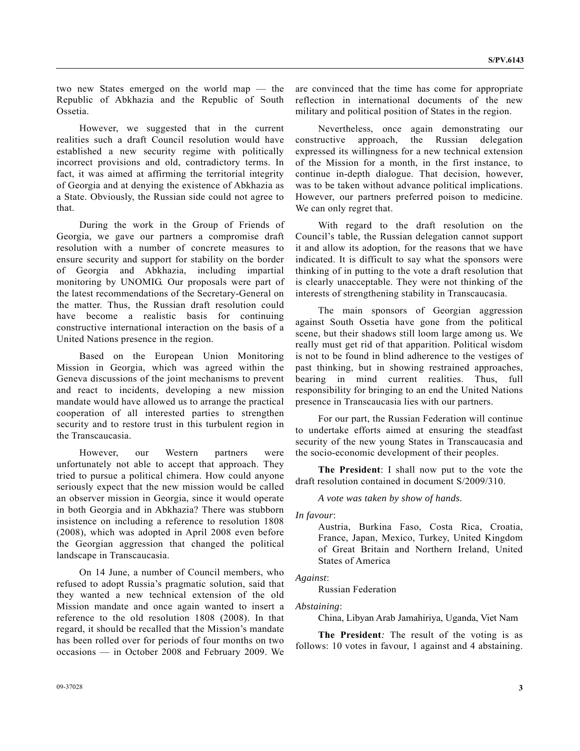two new States emerged on the world map — the Republic of Abkhazia and the Republic of South Ossetia.

However, we suggested that in the current realities such a draft Council resolution would have established a new security regime with politically incorrect provisions and old, contradictory terms. In fact, it was aimed at affirming the territorial integrity of Georgia and at denying the existence of Abkhazia as a State. Obviously, the Russian side could not agree to that.

During the work in the Group of Friends of Georgia, we gave our partners a compromise draft resolution with a number of concrete measures to ensure security and support for stability on the border of Georgia and Abkhazia, including impartial monitoring by UNOMIG. Our proposals were part of the latest recommendations of the Secretary-General on the matter. Thus, the Russian draft resolution could have become a realistic basis for continuing constructive international interaction on the basis of a United Nations presence in the region.

Based on the European Union Monitoring Mission in Georgia, which was agreed within the Geneva discussions of the joint mechanisms to prevent and react to incidents, developing a new mission mandate would have allowed us to arrange the practical cooperation of all interested parties to strengthen security and to restore trust in this turbulent region in the Transcaucasia.

However, our Western partners were unfortunately not able to accept that approach. They tried to pursue a political chimera. How could anyone seriously expect that the new mission would be called an observer mission in Georgia, since it would operate in both Georgia and in Abkhazia? There was stubborn insistence on including a reference to resolution 1808 (2008), which was adopted in April 2008 even before the Georgian aggression that changed the political landscape in Transcaucasia.

On 14 June, a number of Council members, who refused to adopt Russia's pragmatic solution, said that they wanted a new technical extension of the old Mission mandate and once again wanted to insert a reference to the old resolution 1808 (2008). In that regard, it should be recalled that the Mission's mandate has been rolled over for periods of four months on two occasions — in October 2008 and February 2009. We are convinced that the time has come for appropriate reflection in international documents of the new military and political position of States in the region.

Nevertheless, once again demonstrating our constructive approach, the Russian delegation expressed its willingness for a new technical extension of the Mission for a month, in the first instance, to continue in-depth dialogue. That decision, however, was to be taken without advance political implications. However, our partners preferred poison to medicine. We can only regret that.

With regard to the draft resolution on the Council's table, the Russian delegation cannot support it and allow its adoption, for the reasons that we have indicated. It is difficult to say what the sponsors were thinking of in putting to the vote a draft resolution that is clearly unacceptable. They were not thinking of the interests of strengthening stability in Transcaucasia.

The main sponsors of Georgian aggression against South Ossetia have gone from the political scene, but their shadows still loom large among us. We really must get rid of that apparition. Political wisdom is not to be found in blind adherence to the vestiges of past thinking, but in showing restrained approaches, bearing in mind current realities. Thus, full responsibility for bringing to an end the United Nations presence in Transcaucasia lies with our partners.

For our part, the Russian Federation will continue to undertake efforts aimed at ensuring the steadfast security of the new young States in Transcaucasia and the socio-economic development of their peoples.

**The President**: I shall now put to the vote the draft resolution contained in document S/2009/310.

*A vote was taken by show of hands.*

*In favour*:

Austria, Burkina Faso, Costa Rica, Croatia, France, Japan, Mexico, Turkey, United Kingdom of Great Britain and Northern Ireland, United States of America

*Against*:

Russian Federation

*Abstaining*:

China, Libyan Arab Jamahiriya, Uganda, Viet Nam

**The President***:* The result of the voting is as follows: 10 votes in favour, 1 against and 4 abstaining.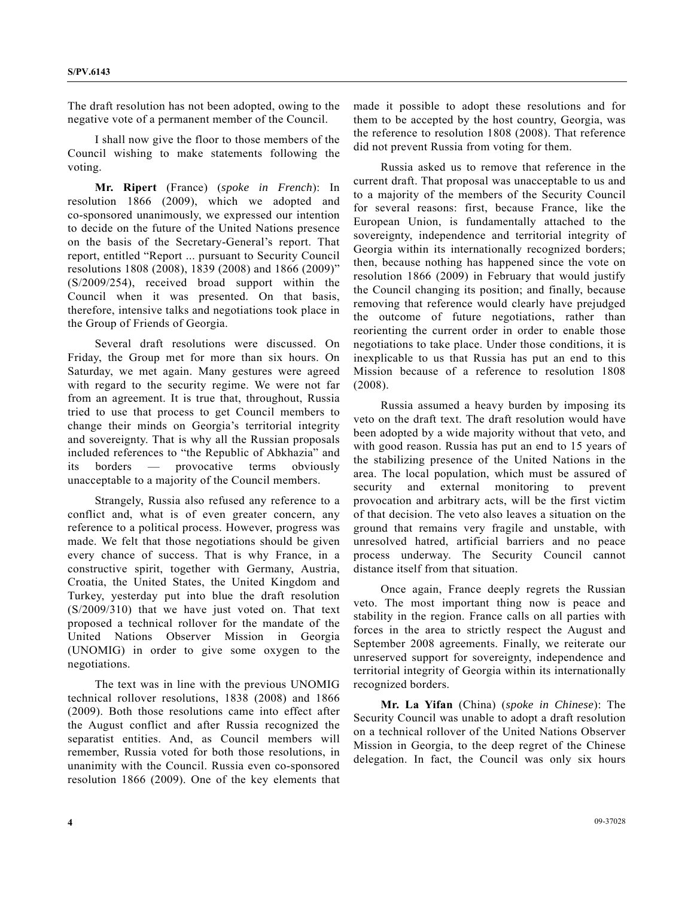The draft resolution has not been adopted, owing to the negative vote of a permanent member of the Council.

I shall now give the floor to those members of the Council wishing to make statements following the voting.

**Mr. Ripert** (France) (*spoke in French*): In resolution 1866 (2009), which we adopted and co-sponsored unanimously, we expressed our intention to decide on the future of the United Nations presence on the basis of the Secretary-General's report. That report, entitled "Report ... pursuant to Security Council resolutions 1808 (2008), 1839 (2008) and 1866 (2009)" (S/2009/254), received broad support within the Council when it was presented. On that basis, therefore, intensive talks and negotiations took place in the Group of Friends of Georgia.

Several draft resolutions were discussed. On Friday, the Group met for more than six hours. On Saturday, we met again. Many gestures were agreed with regard to the security regime. We were not far from an agreement. It is true that, throughout, Russia tried to use that process to get Council members to change their minds on Georgia's territorial integrity and sovereignty. That is why all the Russian proposals included references to "the Republic of Abkhazia" and its borders — provocative terms obviously unacceptable to a majority of the Council members.

Strangely, Russia also refused any reference to a conflict and, what is of even greater concern, any reference to a political process. However, progress was made. We felt that those negotiations should be given every chance of success. That is why France, in a constructive spirit, together with Germany, Austria, Croatia, the United States, the United Kingdom and Turkey, yesterday put into blue the draft resolution (S/2009/310) that we have just voted on. That text proposed a technical rollover for the mandate of the United Nations Observer Mission in Georgia (UNOMIG) in order to give some oxygen to the negotiations.

The text was in line with the previous UNOMIG technical rollover resolutions, 1838 (2008) and 1866 (2009). Both those resolutions came into effect after the August conflict and after Russia recognized the separatist entities. And, as Council members will remember, Russia voted for both those resolutions, in unanimity with the Council. Russia even co-sponsored resolution 1866 (2009). One of the key elements that made it possible to adopt these resolutions and for them to be accepted by the host country, Georgia, was the reference to resolution 1808 (2008). That reference did not prevent Russia from voting for them.

Russia asked us to remove that reference in the current draft. That proposal was unacceptable to us and to a majority of the members of the Security Council for several reasons: first, because France, like the European Union, is fundamentally attached to the sovereignty, independence and territorial integrity of Georgia within its internationally recognized borders; then, because nothing has happened since the vote on resolution 1866 (2009) in February that would justify the Council changing its position; and finally, because removing that reference would clearly have prejudged the outcome of future negotiations, rather than reorienting the current order in order to enable those negotiations to take place. Under those conditions, it is inexplicable to us that Russia has put an end to this Mission because of a reference to resolution 1808 (2008).

Russia assumed a heavy burden by imposing its veto on the draft text. The draft resolution would have been adopted by a wide majority without that veto, and with good reason. Russia has put an end to 15 years of the stabilizing presence of the United Nations in the area. The local population, which must be assured of security and external monitoring to prevent provocation and arbitrary acts, will be the first victim of that decision. The veto also leaves a situation on the ground that remains very fragile and unstable, with unresolved hatred, artificial barriers and no peace process underway. The Security Council cannot distance itself from that situation.

Once again, France deeply regrets the Russian veto. The most important thing now is peace and stability in the region. France calls on all parties with forces in the area to strictly respect the August and September 2008 agreements. Finally, we reiterate our unreserved support for sovereignty, independence and territorial integrity of Georgia within its internationally recognized borders.

**Mr. La Yifan** (China) (*spoke in Chinese*): The Security Council was unable to adopt a draft resolution on a technical rollover of the United Nations Observer Mission in Georgia, to the deep regret of the Chinese delegation. In fact, the Council was only six hours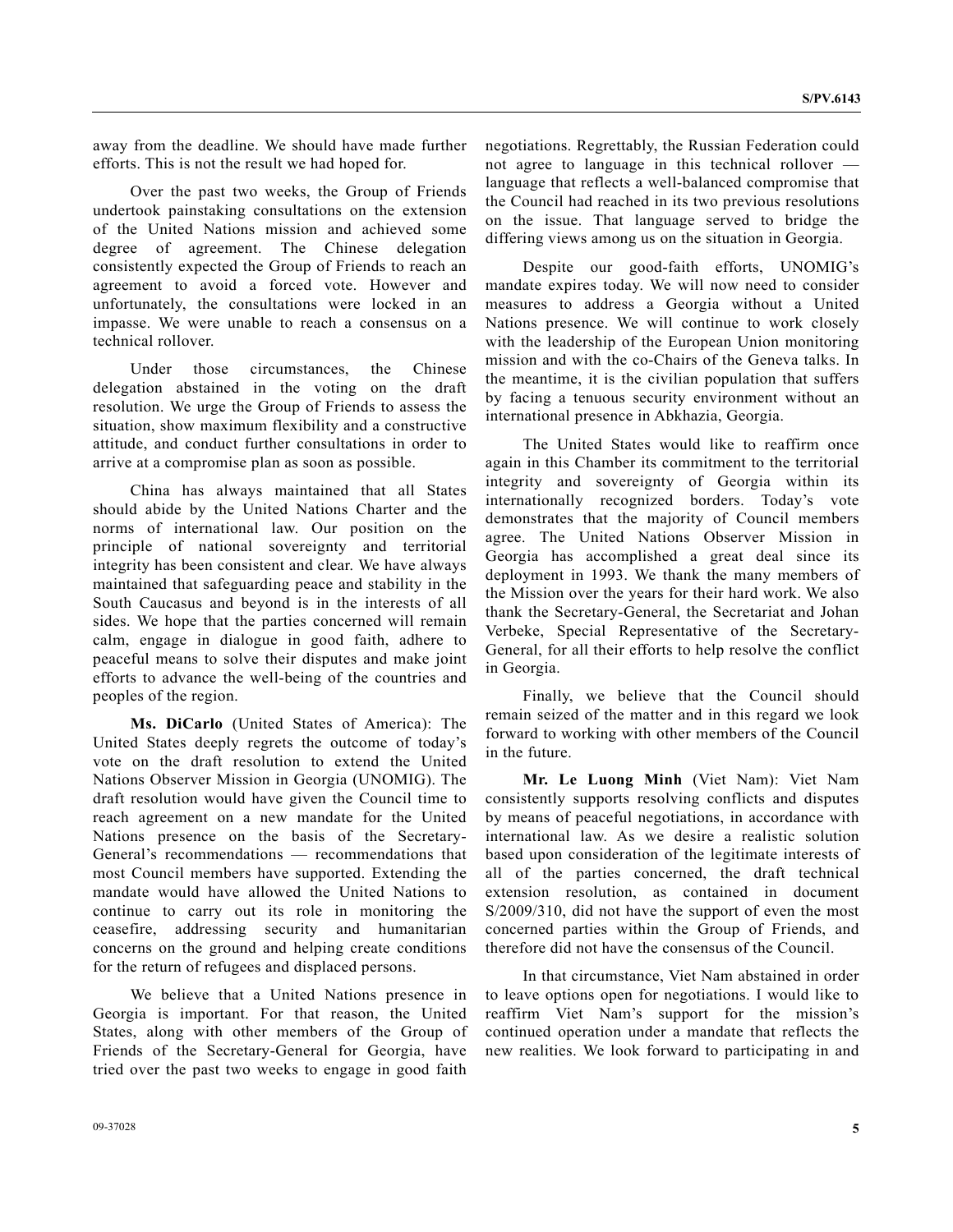away from the deadline. We should have made further efforts. This is not the result we had hoped for.

Over the past two weeks, the Group of Friends undertook painstaking consultations on the extension of the United Nations mission and achieved some degree of agreement. The Chinese delegation consistently expected the Group of Friends to reach an agreement to avoid a forced vote. However and unfortunately, the consultations were locked in an impasse. We were unable to reach a consensus on a technical rollover.

Under those circumstances, the Chinese delegation abstained in the voting on the draft resolution. We urge the Group of Friends to assess the situation, show maximum flexibility and a constructive attitude, and conduct further consultations in order to arrive at a compromise plan as soon as possible.

China has always maintained that all States should abide by the United Nations Charter and the norms of international law. Our position on the principle of national sovereignty and territorial integrity has been consistent and clear. We have always maintained that safeguarding peace and stability in the South Caucasus and beyond is in the interests of all sides. We hope that the parties concerned will remain calm, engage in dialogue in good faith, adhere to peaceful means to solve their disputes and make joint efforts to advance the well-being of the countries and peoples of the region.

**Ms. DiCarlo** (United States of America): The United States deeply regrets the outcome of today's vote on the draft resolution to extend the United Nations Observer Mission in Georgia (UNOMIG). The draft resolution would have given the Council time to reach agreement on a new mandate for the United Nations presence on the basis of the Secretary-General's recommendations — recommendations that most Council members have supported. Extending the mandate would have allowed the United Nations to continue to carry out its role in monitoring the ceasefire, addressing security and humanitarian concerns on the ground and helping create conditions for the return of refugees and displaced persons.

We believe that a United Nations presence in Georgia is important. For that reason, the United States, along with other members of the Group of Friends of the Secretary-General for Georgia, have tried over the past two weeks to engage in good faith negotiations. Regrettably, the Russian Federation could not agree to language in this technical rollover — language that reflects a well-balanced compromise that the Council had reached in its two previous resolutions on the issue. That language served to bridge the differing views among us on the situation in Georgia.

Despite our good-faith efforts, UNOMIG's mandate expires today. We will now need to consider measures to address a Georgia without a United Nations presence. We will continue to work closely with the leadership of the European Union monitoring mission and with the co-Chairs of the Geneva talks. In the meantime, it is the civilian population that suffers by facing a tenuous security environment without an international presence in Abkhazia, Georgia.

The United States would like to reaffirm once again in this Chamber its commitment to the territorial integrity and sovereignty of Georgia within its internationally recognized borders. Today's vote demonstrates that the majority of Council members agree. The United Nations Observer Mission in Georgia has accomplished a great deal since its deployment in 1993. We thank the many members of the Mission over the years for their hard work. We also thank the Secretary-General, the Secretariat and Johan Verbeke, Special Representative of the Secretary-General, for all their efforts to help resolve the conflict in Georgia.

Finally, we believe that the Council should remain seized of the matter and in this regard we look forward to working with other members of the Council in the future.

**Mr. Le Luong Minh** (Viet Nam): Viet Nam consistently supports resolving conflicts and disputes by means of peaceful negotiations, in accordance with international law. As we desire a realistic solution based upon consideration of the legitimate interests of all of the parties concerned, the draft technical extension resolution, as contained in document S/2009/310, did not have the support of even the most concerned parties within the Group of Friends, and therefore did not have the consensus of the Council.

In that circumstance, Viet Nam abstained in order to leave options open for negotiations. I would like to reaffirm Viet Nam's support for the mission's continued operation under a mandate that reflects the new realities. We look forward to participating in and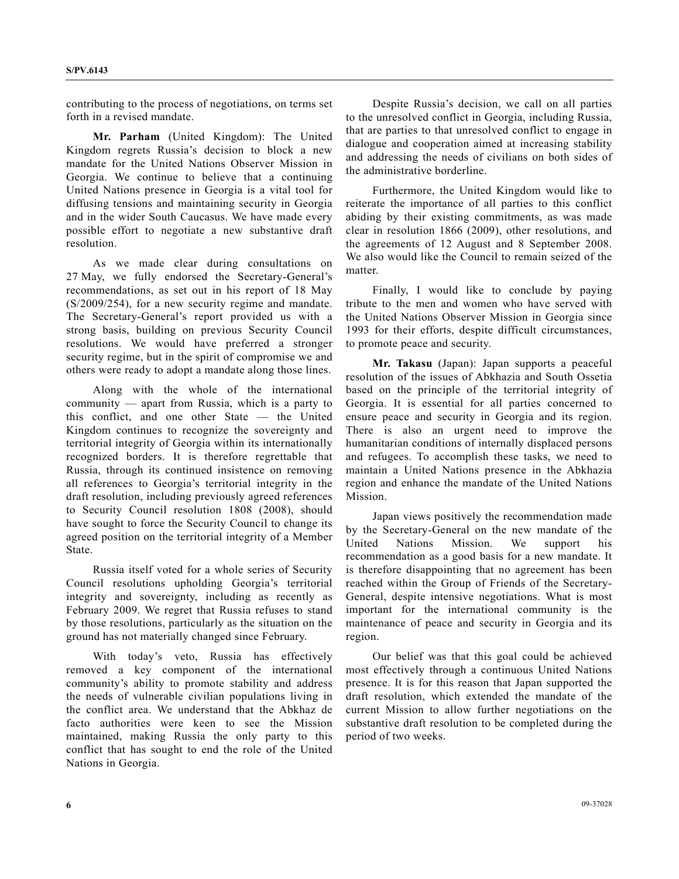contributing to the process of negotiations, on terms set forth in a revised mandate.

**Mr. Parham** (United Kingdom): The United Kingdom regrets Russia's decision to block a new mandate for the United Nations Observer Mission in Georgia. We continue to believe that a continuing United Nations presence in Georgia is a vital tool for diffusing tensions and maintaining security in Georgia and in the wider South Caucasus. We have made every possible effort to negotiate a new substantive draft resolution.

As we made clear during consultations on 27 May, we fully endorsed the Secretary-General's recommendations, as set out in his report of 18 May (S/2009/254), for a new security regime and mandate. The Secretary-General's report provided us with a strong basis, building on previous Security Council resolutions. We would have preferred a stronger security regime, but in the spirit of compromise we and others were ready to adopt a mandate along those lines.

Along with the whole of the international community — apart from Russia, which is a party to this conflict, and one other State — the United Kingdom continues to recognize the sovereignty and territorial integrity of Georgia within its internationally recognized borders. It is therefore regrettable that Russia, through its continued insistence on removing all references to Georgia's territorial integrity in the draft resolution, including previously agreed references to Security Council resolution 1808 (2008), should have sought to force the Security Council to change its agreed position on the territorial integrity of a Member State.

Russia itself voted for a whole series of Security Council resolutions upholding Georgia's territorial integrity and sovereignty, including as recently as February 2009. We regret that Russia refuses to stand by those resolutions, particularly as the situation on the ground has not materially changed since February.

With today's veto, Russia has effectively removed a key component of the international community's ability to promote stability and address the needs of vulnerable civilian populations living in the conflict area. We understand that the Abkhaz de facto authorities were keen to see the Mission maintained, making Russia the only party to this conflict that has sought to end the role of the United Nations in Georgia.

Despite Russia's decision, we call on all parties to the unresolved conflict in Georgia, including Russia, that are parties to that unresolved conflict to engage in dialogue and cooperation aimed at increasing stability and addressing the needs of civilians on both sides of the administrative borderline.

Furthermore, the United Kingdom would like to reiterate the importance of all parties to this conflict abiding by their existing commitments, as was made clear in resolution 1866 (2009), other resolutions, and the agreements of 12 August and 8 September 2008. We also would like the Council to remain seized of the matter.

Finally, I would like to conclude by paying tribute to the men and women who have served with the United Nations Observer Mission in Georgia since 1993 for their efforts, despite difficult circumstances, to promote peace and security.

**Mr. Takasu** (Japan): Japan supports a peaceful resolution of the issues of Abkhazia and South Ossetia based on the principle of the territorial integrity of Georgia. It is essential for all parties concerned to ensure peace and security in Georgia and its region. There is also an urgent need to improve the humanitarian conditions of internally displaced persons and refugees. To accomplish these tasks, we need to maintain a United Nations presence in the Abkhazia region and enhance the mandate of the United Nations Mission.

Japan views positively the recommendation made by the Secretary-General on the new mandate of the United Nations Mission. We support his recommendation as a good basis for a new mandate. It is therefore disappointing that no agreement has been reached within the Group of Friends of the Secretary-General, despite intensive negotiations. What is most important for the international community is the maintenance of peace and security in Georgia and its region.

Our belief was that this goal could be achieved most effectively through a continuous United Nations presence. It is for this reason that Japan supported the draft resolution, which extended the mandate of the current Mission to allow further negotiations on the substantive draft resolution to be completed during the period of two weeks.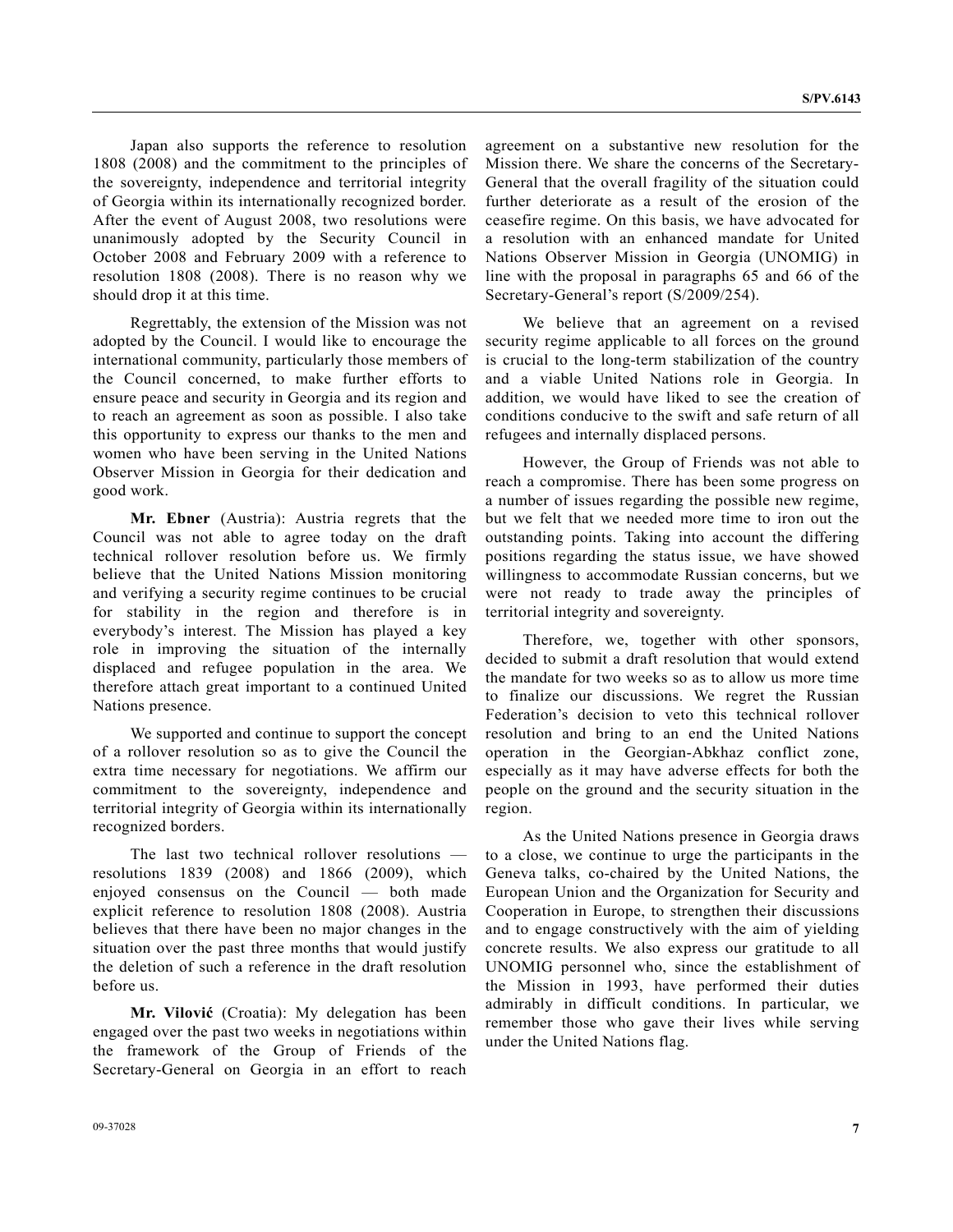Japan also supports the reference to resolution 1808 (2008) and the commitment to the principles of the sovereignty, independence and territorial integrity of Georgia within its internationally recognized border. After the event of August 2008, two resolutions were unanimously adopted by the Security Council in October 2008 and February 2009 with a reference to resolution 1808 (2008). There is no reason why we should drop it at this time.

Regrettably, the extension of the Mission was not adopted by the Council. I would like to encourage the international community, particularly those members of the Council concerned, to make further efforts to ensure peace and security in Georgia and its region and to reach an agreement as soon as possible. I also take this opportunity to express our thanks to the men and women who have been serving in the United Nations Observer Mission in Georgia for their dedication and good work.

**Mr. Ebner** (Austria): Austria regrets that the Council was not able to agree today on the draft technical rollover resolution before us. We firmly believe that the United Nations Mission monitoring and verifying a security regime continues to be crucial for stability in the region and therefore is in everybody's interest. The Mission has played a key role in improving the situation of the internally displaced and refugee population in the area. We therefore attach great important to a continued United Nations presence.

We supported and continue to support the concept of a rollover resolution so as to give the Council the extra time necessary for negotiations. We affirm our commitment to the sovereignty, independence and territorial integrity of Georgia within its internationally recognized borders.

The last two technical rollover resolutions — resolutions 1839 (2008) and 1866 (2009), which enjoyed consensus on the Council — both made explicit reference to resolution 1808 (2008). Austria believes that there have been no major changes in the situation over the past three months that would justify the deletion of such a reference in the draft resolution before us.

**Mr. Vilović** (Croatia): My delegation has been engaged over the past two weeks in negotiations within the framework of the Group of Friends of the Secretary-General on Georgia in an effort to reach agreement on a substantive new resolution for the Mission there. We share the concerns of the Secretary-General that the overall fragility of the situation could further deteriorate as a result of the erosion of the ceasefire regime. On this basis, we have advocated for a resolution with an enhanced mandate for United Nations Observer Mission in Georgia (UNOMIG) in line with the proposal in paragraphs 65 and 66 of the Secretary-General's report (S/2009/254).

We believe that an agreement on a revised security regime applicable to all forces on the ground is crucial to the long-term stabilization of the country and a viable United Nations role in Georgia. In addition, we would have liked to see the creation of conditions conducive to the swift and safe return of all refugees and internally displaced persons.

However, the Group of Friends was not able to reach a compromise. There has been some progress on a number of issues regarding the possible new regime, but we felt that we needed more time to iron out the outstanding points. Taking into account the differing positions regarding the status issue, we have showed willingness to accommodate Russian concerns, but we were not ready to trade away the principles of territorial integrity and sovereignty.

Therefore, we, together with other sponsors, decided to submit a draft resolution that would extend the mandate for two weeks so as to allow us more time to finalize our discussions. We regret the Russian Federation's decision to veto this technical rollover resolution and bring to an end the United Nations operation in the Georgian-Abkhaz conflict zone, especially as it may have adverse effects for both the people on the ground and the security situation in the region.

As the United Nations presence in Georgia draws to a close, we continue to urge the participants in the Geneva talks, co-chaired by the United Nations, the European Union and the Organization for Security and Cooperation in Europe, to strengthen their discussions and to engage constructively with the aim of yielding concrete results. We also express our gratitude to all UNOMIG personnel who, since the establishment of the Mission in 1993, have performed their duties admirably in difficult conditions. In particular, we remember those who gave their lives while serving under the United Nations flag.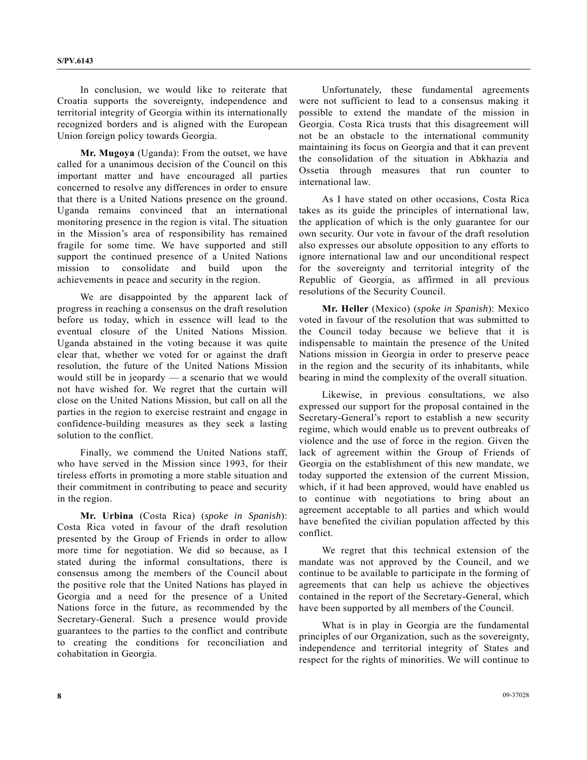In conclusion, we would like to reiterate that Croatia supports the sovereignty, independence and territorial integrity of Georgia within its internationally recognized borders and is aligned with the European Union foreign policy towards Georgia.

**Mr. Mugoya** (Uganda): From the outset, we have called for a unanimous decision of the Council on this important matter and have encouraged all parties concerned to resolve any differences in order to ensure that there is a United Nations presence on the ground. Uganda remains convinced that an international monitoring presence in the region is vital. The situation in the Mission's area of responsibility has remained fragile for some time. We have supported and still support the continued presence of a United Nations mission to consolidate and build upon the achievements in peace and security in the region.

We are disappointed by the apparent lack of progress in reaching a consensus on the draft resolution before us today, which in essence will lead to the eventual closure of the United Nations Mission. Uganda abstained in the voting because it was quite clear that, whether we voted for or against the draft resolution, the future of the United Nations Mission would still be in jeopardy — a scenario that we would not have wished for. We regret that the curtain will close on the United Nations Mission, but call on all the parties in the region to exercise restraint and engage in confidence-building measures as they seek a lasting solution to the conflict.

Finally, we commend the United Nations staff, who have served in the Mission since 1993, for their tireless efforts in promoting a more stable situation and their commitment in contributing to peace and security in the region.

**Mr. Urbina** (Costa Rica) (*spoke in Spanish*): Costa Rica voted in favour of the draft resolution presented by the Group of Friends in order to allow more time for negotiation. We did so because, as I stated during the informal consultations, there is consensus among the members of the Council about the positive role that the United Nations has played in Georgia and a need for the presence of a United Nations force in the future, as recommended by the Secretary-General. Such a presence would provide guarantees to the parties to the conflict and contribute to creating the conditions for reconciliation and cohabitation in Georgia.

Unfortunately, these fundamental agreements were not sufficient to lead to a consensus making it possible to extend the mandate of the mission in Georgia. Costa Rica trusts that this disagreement will not be an obstacle to the international community maintaining its focus on Georgia and that it can prevent the consolidation of the situation in Abkhazia and Ossetia through measures that run counter to international law.

As I have stated on other occasions, Costa Rica takes as its guide the principles of international law, the application of which is the only guarantee for our own security. Our vote in favour of the draft resolution also expresses our absolute opposition to any efforts to ignore international law and our unconditional respect for the sovereignty and territorial integrity of the Republic of Georgia, as affirmed in all previous resolutions of the Security Council.

**Mr. Heller** (Mexico) (*spoke in Spanish*): Mexico voted in favour of the resolution that was submitted to the Council today because we believe that it is indispensable to maintain the presence of the United Nations mission in Georgia in order to preserve peace in the region and the security of its inhabitants, while bearing in mind the complexity of the overall situation.

Likewise, in previous consultations, we also expressed our support for the proposal contained in the Secretary-General's report to establish a new security regime, which would enable us to prevent outbreaks of violence and the use of force in the region. Given the lack of agreement within the Group of Friends of Georgia on the establishment of this new mandate, we today supported the extension of the current Mission, which, if it had been approved, would have enabled us to continue with negotiations to bring about an agreement acceptable to all parties and which would have benefited the civilian population affected by this conflict.

We regret that this technical extension of the mandate was not approved by the Council, and we continue to be available to participate in the forming of agreements that can help us achieve the objectives contained in the report of the Secretary-General, which have been supported by all members of the Council.

What is in play in Georgia are the fundamental principles of our Organization, such as the sovereignty, independence and territorial integrity of States and respect for the rights of minorities. We will continue to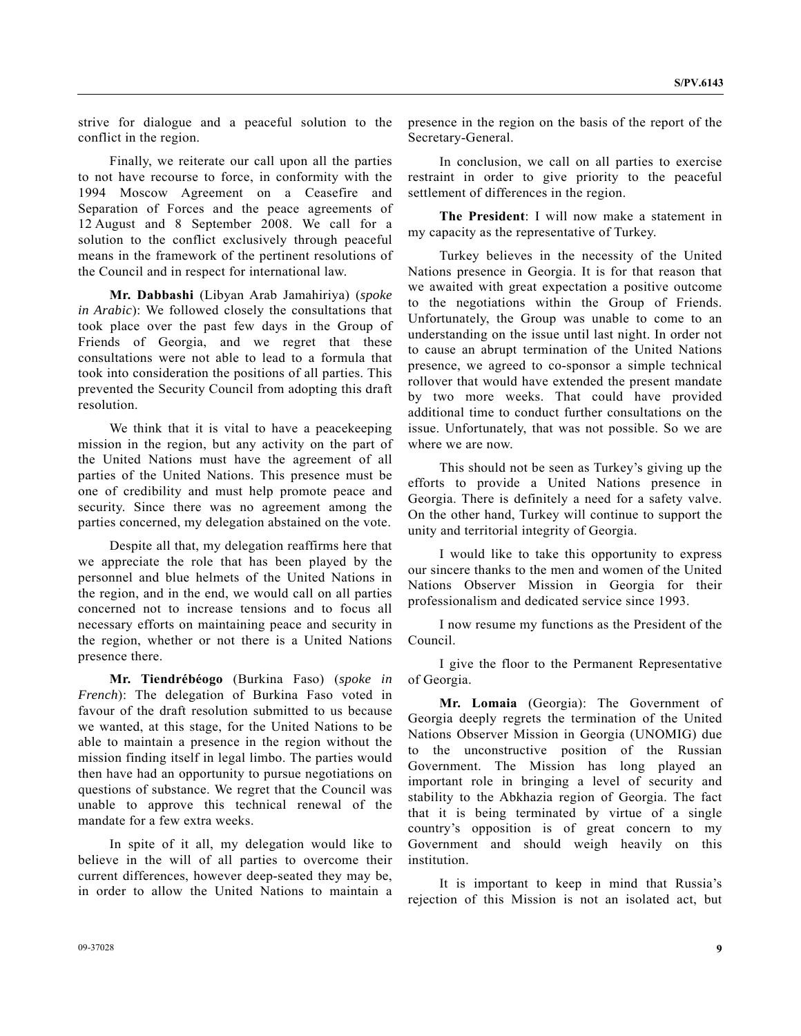strive for dialogue and a peaceful solution to the conflict in the region.

Finally, we reiterate our call upon all the parties to not have recourse to force, in conformity with the 1994 Moscow Agreement on a Ceasefire and Separation of Forces and the peace agreements of 12 August and 8 September 2008. We call for a solution to the conflict exclusively through peaceful means in the framework of the pertinent resolutions of the Council and in respect for international law.

**Mr. Dabbashi** (Libyan Arab Jamahiriya) (*spoke in Arabic*): We followed closely the consultations that took place over the past few days in the Group of Friends of Georgia, and we regret that these consultations were not able to lead to a formula that took into consideration the positions of all parties. This prevented the Security Council from adopting this draft resolution.

We think that it is vital to have a peacekeeping mission in the region, but any activity on the part of the United Nations must have the agreement of all parties of the United Nations. This presence must be one of credibility and must help promote peace and security. Since there was no agreement among the parties concerned, my delegation abstained on the vote.

Despite all that, my delegation reaffirms here that we appreciate the role that has been played by the personnel and blue helmets of the United Nations in the region, and in the end, we would call on all parties concerned not to increase tensions and to focus all necessary efforts on maintaining peace and security in the region, whether or not there is a United Nations presence there.

**Mr. Tiendrébéogo** (Burkina Faso) (*spoke in French*): The delegation of Burkina Faso voted in favour of the draft resolution submitted to us because we wanted, at this stage, for the United Nations to be able to maintain a presence in the region without the mission finding itself in legal limbo. The parties would then have had an opportunity to pursue negotiations on questions of substance. We regret that the Council was unable to approve this technical renewal of the mandate for a few extra weeks.

In spite of it all, my delegation would like to believe in the will of all parties to overcome their current differences, however deep-seated they may be, in order to allow the United Nations to maintain a presence in the region on the basis of the report of the Secretary-General.

In conclusion, we call on all parties to exercise restraint in order to give priority to the peaceful settlement of differences in the region.

**The President**: I will now make a statement in my capacity as the representative of Turkey.

Turkey believes in the necessity of the United Nations presence in Georgia. It is for that reason that we awaited with great expectation a positive outcome to the negotiations within the Group of Friends. Unfortunately, the Group was unable to come to an understanding on the issue until last night. In order not to cause an abrupt termination of the United Nations presence, we agreed to co-sponsor a simple technical rollover that would have extended the present mandate by two more weeks. That could have provided additional time to conduct further consultations on the issue. Unfortunately, that was not possible. So we are where we are now.

This should not be seen as Turkey's giving up the efforts to provide a United Nations presence in Georgia. There is definitely a need for a safety valve. On the other hand, Turkey will continue to support the unity and territorial integrity of Georgia.

I would like to take this opportunity to express our sincere thanks to the men and women of the United Nations Observer Mission in Georgia for their professionalism and dedicated service since 1993.

I now resume my functions as the President of the Council.

I give the floor to the Permanent Representative of Georgia.

**Mr. Lomaia** (Georgia): The Government of Georgia deeply regrets the termination of the United Nations Observer Mission in Georgia (UNOMIG) due to the unconstructive position of the Russian Government. The Mission has long played an important role in bringing a level of security and stability to the Abkhazia region of Georgia. The fact that it is being terminated by virtue of a single country's opposition is of great concern to my Government and should weigh heavily on this institution.

It is important to keep in mind that Russia's rejection of this Mission is not an isolated act, but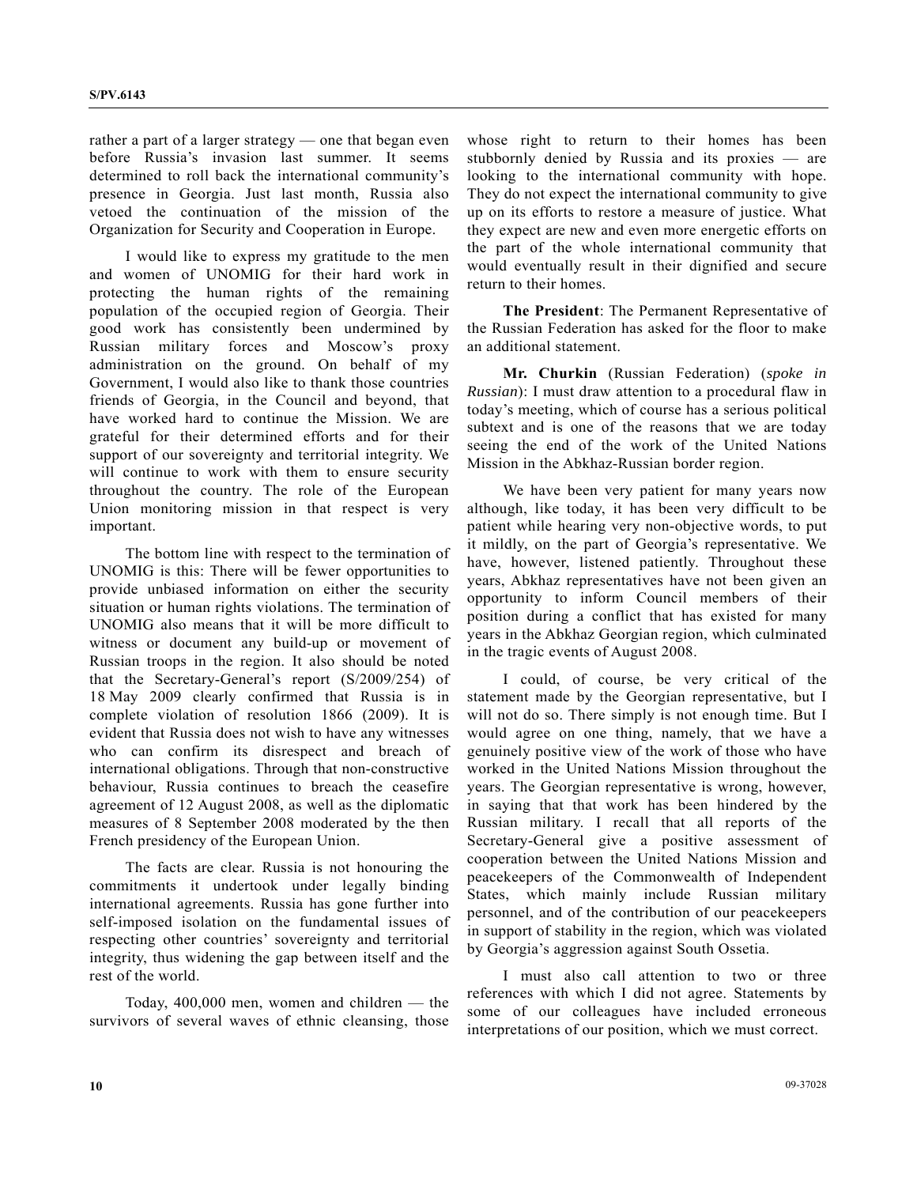rather a part of a larger strategy — one that began even before Russia's invasion last summer. It seems determined to roll back the international community's presence in Georgia. Just last month, Russia also vetoed the continuation of the mission of the Organization for Security and Cooperation in Europe.

I would like to express my gratitude to the men and women of UNOMIG for their hard work in protecting the human rights of the remaining population of the occupied region of Georgia. Their good work has consistently been undermined by Russian military forces and Moscow's proxy administration on the ground. On behalf of my Government, I would also like to thank those countries friends of Georgia, in the Council and beyond, that have worked hard to continue the Mission. We are grateful for their determined efforts and for their support of our sovereignty and territorial integrity. We will continue to work with them to ensure security throughout the country. The role of the European Union monitoring mission in that respect is very important.

The bottom line with respect to the termination of UNOMIG is this: There will be fewer opportunities to provide unbiased information on either the security situation or human rights violations. The termination of UNOMIG also means that it will be more difficult to witness or document any build-up or movement of Russian troops in the region. It also should be noted that the Secretary-General's report (S/2009/254) of 18 May 2009 clearly confirmed that Russia is in complete violation of resolution 1866 (2009). It is evident that Russia does not wish to have any witnesses who can confirm its disrespect and breach of international obligations. Through that non-constructive behaviour, Russia continues to breach the ceasefire agreement of 12 August 2008, as well as the diplomatic measures of 8 September 2008 moderated by the then French presidency of the European Union.

The facts are clear. Russia is not honouring the commitments it undertook under legally binding international agreements. Russia has gone further into self-imposed isolation on the fundamental issues of respecting other countries' sovereignty and territorial integrity, thus widening the gap between itself and the rest of the world.

Today, 400,000 men, women and children — the survivors of several waves of ethnic cleansing, those whose right to return to their homes has been stubbornly denied by Russia and its proxies — are looking to the international community with hope. They do not expect the international community to give up on its efforts to restore a measure of justice. What they expect are new and even more energetic efforts on the part of the whole international community that would eventually result in their dignified and secure return to their homes.

**The President**: The Permanent Representative of the Russian Federation has asked for the floor to make an additional statement.

**Mr. Churkin** (Russian Federation) (*spoke in Russian*): I must draw attention to a procedural flaw in today's meeting, which of course has a serious political subtext and is one of the reasons that we are today seeing the end of the work of the United Nations Mission in the Abkhaz-Russian border region.

We have been very patient for many years now although, like today, it has been very difficult to be patient while hearing very non-objective words, to put it mildly, on the part of Georgia's representative. We have, however, listened patiently. Throughout these years, Abkhaz representatives have not been given an opportunity to inform Council members of their position during a conflict that has existed for many years in the Abkhaz Georgian region, which culminated in the tragic events of August 2008.

I could, of course, be very critical of the statement made by the Georgian representative, but I will not do so. There simply is not enough time. But I would agree on one thing, namely, that we have a genuinely positive view of the work of those who have worked in the United Nations Mission throughout the years. The Georgian representative is wrong, however, in saying that that work has been hindered by the Russian military. I recall that all reports of the Secretary-General give a positive assessment of cooperation between the United Nations Mission and peacekeepers of the Commonwealth of Independent States, which mainly include Russian military personnel, and of the contribution of our peacekeepers in support of stability in the region, which was violated by Georgia's aggression against South Ossetia.

I must also call attention to two or three references with which I did not agree. Statements by some of our colleagues have included erroneous interpretations of our position, which we must correct.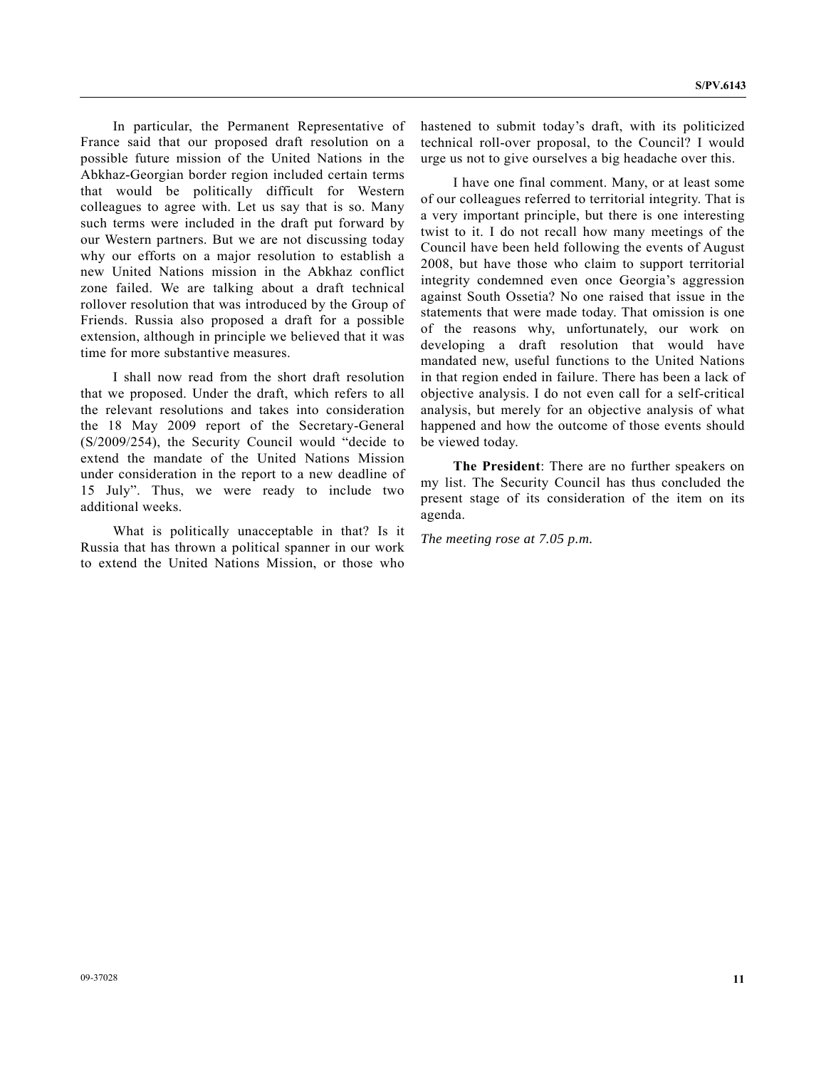In particular, the Permanent Representative of France said that our proposed draft resolution on a possible future mission of the United Nations in the Abkhaz-Georgian border region included certain terms that would be politically difficult for Western colleagues to agree with. Let us say that is so. Many such terms were included in the draft put forward by our Western partners. But we are not discussing today why our efforts on a major resolution to establish a new United Nations mission in the Abkhaz conflict zone failed. We are talking about a draft technical rollover resolution that was introduced by the Group of Friends. Russia also proposed a draft for a possible extension, although in principle we believed that it was time for more substantive measures.

I shall now read from the short draft resolution that we proposed. Under the draft, which refers to all the relevant resolutions and takes into consideration the 18 May 2009 report of the Secretary-General (S/2009/254), the Security Council would "decide to extend the mandate of the United Nations Mission under consideration in the report to a new deadline of 15 July". Thus, we were ready to include two additional weeks.

What is politically unacceptable in that? Is it Russia that has thrown a political spanner in our work to extend the United Nations Mission, or those who hastened to submit today's draft, with its politicized technical roll-over proposal, to the Council? I would urge us not to give ourselves a big headache over this.

I have one final comment. Many, or at least some of our colleagues referred to territorial integrity. That is a very important principle, but there is one interesting twist to it. I do not recall how many meetings of the Council have been held following the events of August 2008, but have those who claim to support territorial integrity condemned even once Georgia's aggression against South Ossetia? No one raised that issue in the statements that were made today. That omission is one of the reasons why, unfortunately, our work on developing a draft resolution that would have mandated new, useful functions to the United Nations in that region ended in failure. There has been a lack of objective analysis. I do not even call for a self-critical analysis, but merely for an objective analysis of what happened and how the outcome of those events should be viewed today.

**The President**: There are no further speakers on my list. The Security Council has thus concluded the present stage of its consideration of the item on its agenda.

*The meeting rose at 7.05 p.m.*